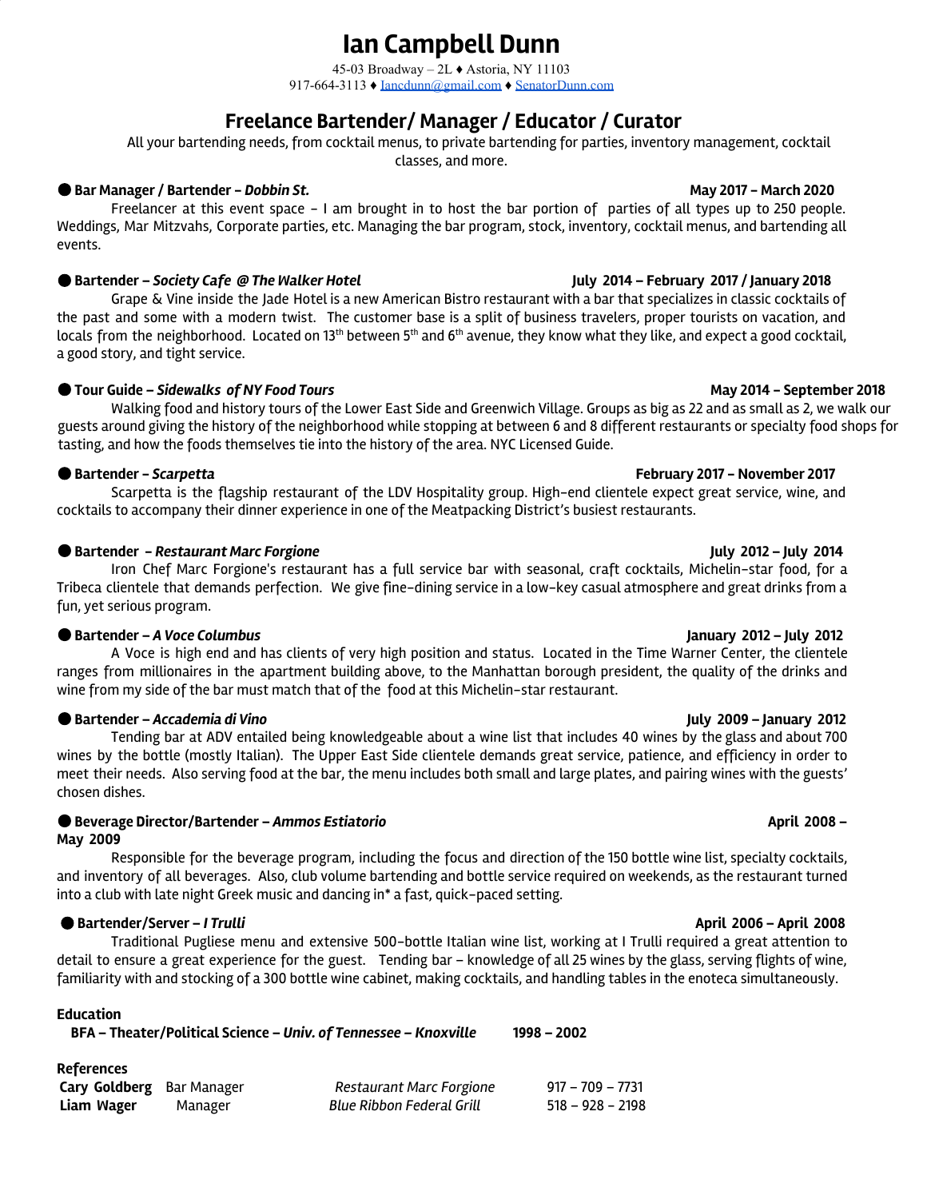# Ian Campbell Dunn

45-03 Broadway – 2L ♦ Astoria, NY 11103
917-664-3113 ♦ Iancdunn@gmail.com ♦ SenatorDunn.com

## Freelance Bartender/ Manager / Educator / Curator

All your bartending needs, from cocktail menus, to private bartending for parties, inventory management, cocktail classes, and more.

● **Bar Manager / Bartender – *Dobbin St.*** **May 2017 – March 2020**

Freelancer at this event space - I am brought in to host the bar portion of parties of all types up to 250 people. Weddings, Mar Mitzvahs, Corporate parties, etc. Managing the bar program, stock, inventory, cocktail menus, and bartending all events.

● **Bartender – *Society Cafe @ The Walker Hotel*** **July 2014 – February 2017 / January 2018**

Grape & Vine inside the Jade Hotel is a new American Bistro restaurant with a bar that specializes in classic cocktails of the past and some with a modern twist. The customer base is a split of business travelers, proper tourists on vacation, and locals from the neighborhood. Located on 13th between 5th and 6th avenue, they know what they like, and expect a good cocktail, a good story, and tight service.

● **Tour Guide – *Sidewalks of NY Food Tours*** **May 2014 – September 2018**

Walking food and history tours of the Lower East Side and Greenwich Village. Groups as big as 22 and as small as 2, we walk our guests around giving the history of the neighborhood while stopping at between 6 and 8 different restaurants or specialty food shops for tasting, and how the foods themselves tie into the history of the area. NYC Licensed Guide.

● **Bartender – *Scarpetta*** **February 2017 – November 2017**

Scarpetta is the flagship restaurant of the LDV Hospitality group. High-end clientele expect great service, wine, and cocktails to accompany their dinner experience in one of the Meatpacking District's busiest restaurants.

● **Bartender – *Restaurant Marc Forgione*** **July 2012 – July 2014**

Iron Chef Marc Forgione's restaurant has a full service bar with seasonal, craft cocktails, Michelin-star food, for a Tribeca clientele that demands perfection. We give fine-dining service in a low-key casual atmosphere and great drinks from a fun, yet serious program.

● **Bartender – *A Voce Columbus*** **January 2012 – July 2012**

A Voce is high end and has clients of very high position and status. Located in the Time Warner Center, the clientele ranges from millionaires in the apartment building above, to the Manhattan borough president, the quality of the drinks and wine from my side of the bar must match that of the food at this Michelin-star restaurant.

● **Bartender – *Accademia di Vino*** **July 2009 – January 2012**

Tending bar at ADV entailed being knowledgeable about a wine list that includes 40 wines by the glass and about 700 wines by the bottle (mostly Italian). The Upper East Side clientele demands great service, patience, and efficiency in order to meet their needs. Also serving food at the bar, the menu includes both small and large plates, and pairing wines with the guests' chosen dishes.

● **Beverage Director/Bartender – *Ammos Estiatorio*** **April 2008 – May 2009**

Responsible for the beverage program, including the focus and direction of the 150 bottle wine list, specialty cocktails, and inventory of all beverages. Also, club volume bartending and bottle service required on weekends, as the restaurant turned into a club with late night Greek music and dancing in* a fast, quick-paced setting.

● **Bartender/Server – *I Trulli*** **April 2006 – April 2008**

Traditional Pugliese menu and extensive 500-bottle Italian wine list, working at I Trulli required a great attention to detail to ensure a great experience for the guest. Tending bar – knowledge of all 25 wines by the glass, serving flights of wine, familiarity with and stocking of a 300 bottle wine cabinet, making cocktails, and handling tables in the enoteca simultaneously.

**Education**

**BFA – Theater/Political Science – *Univ. of Tennessee – Knoxville*** **1998 – 2002**

**References**

| | | | |
|---|---|---|---|
| **Cary Goldberg** | Bar Manager | *Restaurant Marc Forgione* | 917 – 709 – 7731 |
| **Liam Wager** | Manager | *Blue Ribbon Federal Grill* | 518 – 928 – 2198 |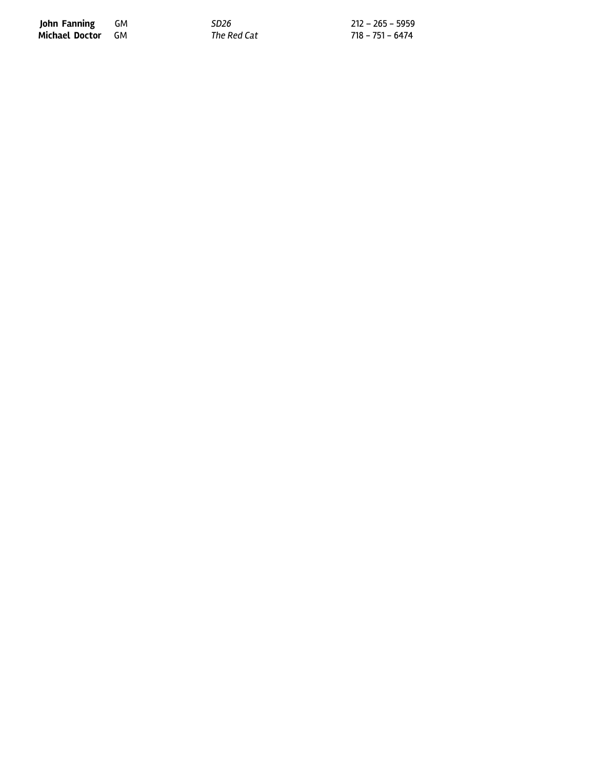| | | | |
|---|---|---|---|
| **John Fanning** | GM | *SD26* | 212 – 265 – 5959 |
| **Michael Doctor** | GM | *The Red Cat* | 718 – 751 – 6474 |